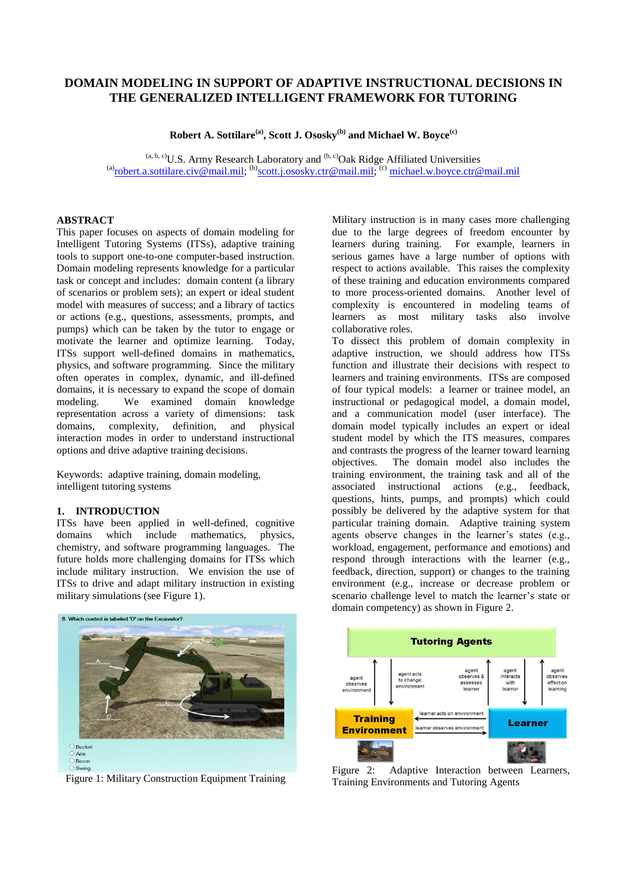# DOMAIN MODELING IN SUPPORT OF ADAPTIVE INSTRUCTIONAL DECISIONS IN THE GENERALIZED INTELLIGENT FRAMEWORK FOR TUTORING

**Robert A. Sottilare[(a)], Scott J. Ososky[(b)] and Michael W. Boyce[(c)]**

[(a, b, c)]U.S. Army Research Laboratory and [(b, c)]Oak Ridge Affiliated Universities
[(a)]robert.a.sottilare.civ@mail.mil; [(b)]scott.j.ososky.ctr@mail.mil; [(c)] michael.w.boyce.ctr@mail.mil

## ABSTRACT

This paper focuses on aspects of domain modeling for Intelligent Tutoring Systems (ITSs), adaptive training tools to support one-to-one computer-based instruction. Domain modeling represents knowledge for a particular task or concept and includes: domain content (a library of scenarios or problem sets); an expert or ideal student model with measures of success; and a library of tactics or actions (e.g., questions, assessments, prompts, and pumps) which can be taken by the tutor to engage or motivate the learner and optimize learning. Today, ITSs support well-defined domains in mathematics, physics, and software programming. Since the military often operates in complex, dynamic, and ill-defined domains, it is necessary to expand the scope of domain modeling. We examined domain knowledge representation across a variety of dimensions: task domains, complexity, definition, and physical interaction modes in order to understand instructional options and drive adaptive training decisions.

Keywords: adaptive training, domain modeling, intelligent tutoring systems

## 1. INTRODUCTION

ITSs have been applied in well-defined, cognitive domains which include mathematics, physics, chemistry, and software programming languages. The future holds more challenging domains for ITSs which include military instruction. We envision the use of ITSs to drive and adapt military instruction in existing military simulations (see Figure 1).

Figure 1: Military Construction Equipment Training

Military instruction is in many cases more challenging due to the large degrees of freedom encounter by learners during training. For example, learners in serious games have a large number of options with respect to actions available. This raises the complexity of these training and education environments compared to more process-oriented domains. Another level of complexity is encountered in modeling teams of learners as most military tasks also involve collaborative roles.

To dissect this problem of domain complexity in adaptive instruction, we should address how ITSs function and illustrate their decisions with respect to learners and training environments. ITSs are composed of four typical models: a learner or trainee model, an instructional or pedagogical model, a domain model, and a communication model (user interface). The domain model typically includes an expert or ideal student model by which the ITS measures, compares and contrasts the progress of the learner toward learning objectives. The domain model also includes the training environment, the training task and all of the associated instructional actions (e.g., feedback, questions, hints, pumps, and prompts) which could possibly be delivered by the adaptive system for that particular training domain. Adaptive training system agents observe changes in the learner's states (e.g., workload, engagement, performance and emotions) and respond through interactions with the learner (e.g., feedback, direction, support) or changes to the training environment (e.g., increase or decrease problem or scenario challenge level to match the learner's state or domain competency) as shown in Figure 2.

Figure 2: Adaptive Interaction between Learners, Training Environments and Tutoring Agents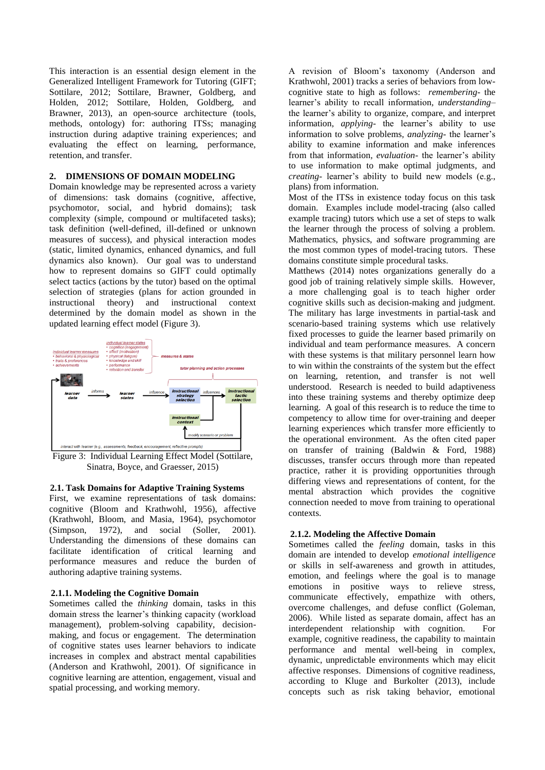This interaction is an essential design element in the Generalized Intelligent Framework for Tutoring (GIFT; Sottilare, 2012; Sottilare, Brawner, Goldberg, and Holden, 2012; Sottilare, Holden, Goldberg, and Brawner, 2013), an open-source architecture (tools, methods, ontology) for: authoring ITSs; managing instruction during adaptive training experiences; and evaluating the effect on learning, performance, retention, and transfer.

## 2. DIMENSIONS OF DOMAIN MODELING

Domain knowledge may be represented across a variety of dimensions: task domains (cognitive, affective, psychomotor, social, and hybrid domains); task complexity (simple, compound or multifaceted tasks); task definition (well-defined, ill-defined or unknown measures of success), and physical interaction modes (static, limited dynamics, enhanced dynamics, and full dynamics also known). Our goal was to understand how to represent domains so GIFT could optimally select tactics (actions by the tutor) based on the optimal selection of strategies (plans for action grounded in instructional theory) and instructional context determined by the domain model as shown in the updated learning effect model (Figure 3).

Figure 3: Individual Learning Effect Model (Sottilare, Sinatra, Boyce, and Graesser, 2015)

### 2.1. Task Domains for Adaptive Training Systems

First, we examine representations of task domains: cognitive (Bloom and Krathwohl, 1956), affective (Krathwohl, Bloom, and Masia, 1964), psychomotor (Simpson, 1972), and social (Soller, 2001). Understanding the dimensions of these domains can facilitate identification of critical learning and performance measures and reduce the burden of authoring adaptive training systems.

### 2.1.1. Modeling the Cognitive Domain

Sometimes called the *thinking* domain, tasks in this domain stress the learner's thinking capacity (workload management), problem-solving capability, decision-making, and focus or engagement. The determination of cognitive states uses learner behaviors to indicate increases in complex and abstract mental capabilities (Anderson and Krathwohl, 2001). Of significance in cognitive learning are attention, engagement, visual and spatial processing, and working memory.

A revision of Bloom's taxonomy (Anderson and Krathwohl, 2001) tracks a series of behaviors from low-cognitive state to high as follows: *remembering*- the learner's ability to recall information, *understanding*– the learner's ability to organize, compare, and interpret information, *applying*- the learner's ability to use information to solve problems, *analyzing*- the learner's ability to examine information and make inferences from that information, *evaluation*- the learner's ability to use information to make optimal judgments, and *creating*- learner's ability to build new models (e.g., plans) from information.

Most of the ITSs in existence today focus on this task domain. Examples include model-tracing (also called example tracing) tutors which use a set of steps to walk the learner through the process of solving a problem. Mathematics, physics, and software programming are the most common types of model-tracing tutors. These domains constitute simple procedural tasks.

Matthews (2014) notes organizations generally do a good job of training relatively simple skills. However, a more challenging goal is to teach higher order cognitive skills such as decision-making and judgment. The military has large investments in partial-task and scenario-based training systems which use relatively fixed processes to guide the learner based primarily on individual and team performance measures. A concern with these systems is that military personnel learn how to win within the constraints of the system but the effect on learning, retention, and transfer is not well understood. Research is needed to build adaptiveness into these training systems and thereby optimize deep learning. A goal of this research is to reduce the time to competency to allow time for over-training and deeper learning experiences which transfer more efficiently to the operational environment. As the often cited paper on transfer of training (Baldwin & Ford, 1988) discusses, transfer occurs through more than repeated practice, rather it is providing opportunities through differing views and representations of content, for the mental abstraction which provides the cognitive connection needed to move from training to operational contexts.

### 2.1.2. Modeling the Affective Domain

Sometimes called the *feeling* domain, tasks in this domain are intended to develop *emotional intelligence* or skills in self-awareness and growth in attitudes, emotion, and feelings where the goal is to manage emotions in positive ways to relieve stress, communicate effectively, empathize with others, overcome challenges, and defuse conflict (Goleman, 2006). While listed as separate domain, affect has an interdependent relationship with cognition. For example, cognitive readiness, the capability to maintain performance and mental well-being in complex, dynamic, unpredictable environments which may elicit affective responses. Dimensions of cognitive readiness, according to Kluge and Burkolter (2013), include concepts such as risk taking behavior, emotional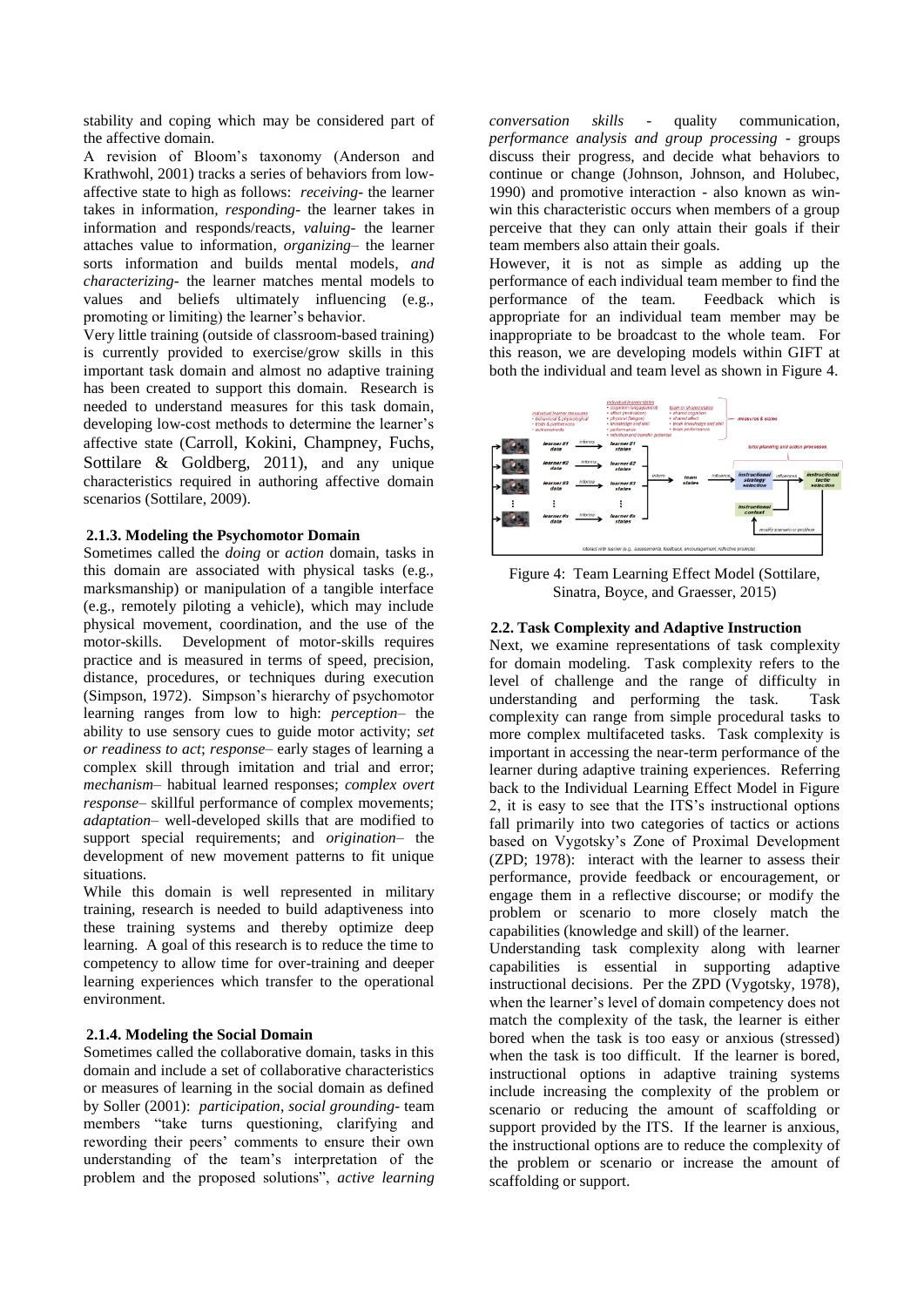stability and coping which may be considered part of the affective domain.

A revision of Bloom's taxonomy (Anderson and Krathwohl, 2001) tracks a series of behaviors from low-affective state to high as follows: *receiving*- the learner takes in information, *responding*- the learner takes in information and responds/reacts, *valuing*- the learner attaches value to information, *organizing*– the learner sorts information and builds mental models, *and characterizing*- the learner matches mental models to values and beliefs ultimately influencing (e.g., promoting or limiting) the learner's behavior.

Very little training (outside of classroom-based training) is currently provided to exercise/grow skills in this important task domain and almost no adaptive training has been created to support this domain. Research is needed to understand measures for this task domain, developing low-cost methods to determine the learner's affective state (Carroll, Kokini, Champney, Fuchs, Sottilare & Goldberg, 2011), and any unique characteristics required in authoring affective domain scenarios (Sottilare, 2009).

### 2.1.3. Modeling the Psychomotor Domain

Sometimes called the *doing* or *action* domain, tasks in this domain are associated with physical tasks (e.g., marksmanship) or manipulation of a tangible interface (e.g., remotely piloting a vehicle), which may include physical movement, coordination, and the use of the motor-skills. Development of motor-skills requires practice and is measured in terms of speed, precision, distance, procedures, or techniques during execution (Simpson, 1972). Simpson's hierarchy of psychomotor learning ranges from low to high: *perception*– the ability to use sensory cues to guide motor activity; *set or readiness to act*; *response*– early stages of learning a complex skill through imitation and trial and error; *mechanism*– habitual learned responses; *complex overt response*– skillful performance of complex movements; *adaptation*– well-developed skills that are modified to support special requirements; and *origination*– the development of new movement patterns to fit unique situations.

While this domain is well represented in military training, research is needed to build adaptiveness into these training systems and thereby optimize deep learning. A goal of this research is to reduce the time to competency to allow time for over-training and deeper learning experiences which transfer to the operational environment.

### 2.1.4. Modeling the Social Domain

Sometimes called the collaborative domain, tasks in this domain and include a set of collaborative characteristics or measures of learning in the social domain as defined by Soller (2001): *participation*, *social grounding*- team members "take turns questioning, clarifying and rewording their peers' comments to ensure their own understanding of the team's interpretation of the problem and the proposed solutions", *active learning conversation skills* - quality communication, *performance analysis and group processing* - groups discuss their progress, and decide what behaviors to continue or change (Johnson, Johnson, and Holubec, 1990) and promotive interaction - also known as win-win this characteristic occurs when members of a group perceive that they can only attain their goals if their team members also attain their goals.

However, it is not as simple as adding up the performance of each individual team member to find the performance of the team. Feedback which is appropriate for an individual team member may be inappropriate to be broadcast to the whole team. For this reason, we are developing models within GIFT at both the individual and team level as shown in Figure 4.

Figure 4: Team Learning Effect Model (Sottilare, Sinatra, Boyce, and Graesser, 2015)

## 2.2. Task Complexity and Adaptive Instruction

Next, we examine representations of task complexity for domain modeling. Task complexity refers to the level of challenge and the range of difficulty in understanding and performing the task. Task complexity can range from simple procedural tasks to more complex multifaceted tasks. Task complexity is important in accessing the near-term performance of the learner during adaptive training experiences. Referring back to the Individual Learning Effect Model in Figure 2, it is easy to see that the ITS's instructional options fall primarily into two categories of tactics or actions based on Vygotsky's Zone of Proximal Development (ZPD; 1978): interact with the learner to assess their performance, provide feedback or encouragement, or engage them in a reflective discourse; or modify the problem or scenario to more closely match the capabilities (knowledge and skill) of the learner.

Understanding task complexity along with learner capabilities is essential in supporting adaptive instructional decisions. Per the ZPD (Vygotsky, 1978), when the learner's level of domain competency does not match the complexity of the task, the learner is either bored when the task is too easy or anxious (stressed) when the task is too difficult. If the learner is bored, instructional options in adaptive training systems include increasing the complexity of the problem or scenario or reducing the amount of scaffolding or support provided by the ITS. If the learner is anxious, the instructional options are to reduce the complexity of the problem or scenario or increase the amount of scaffolding or support.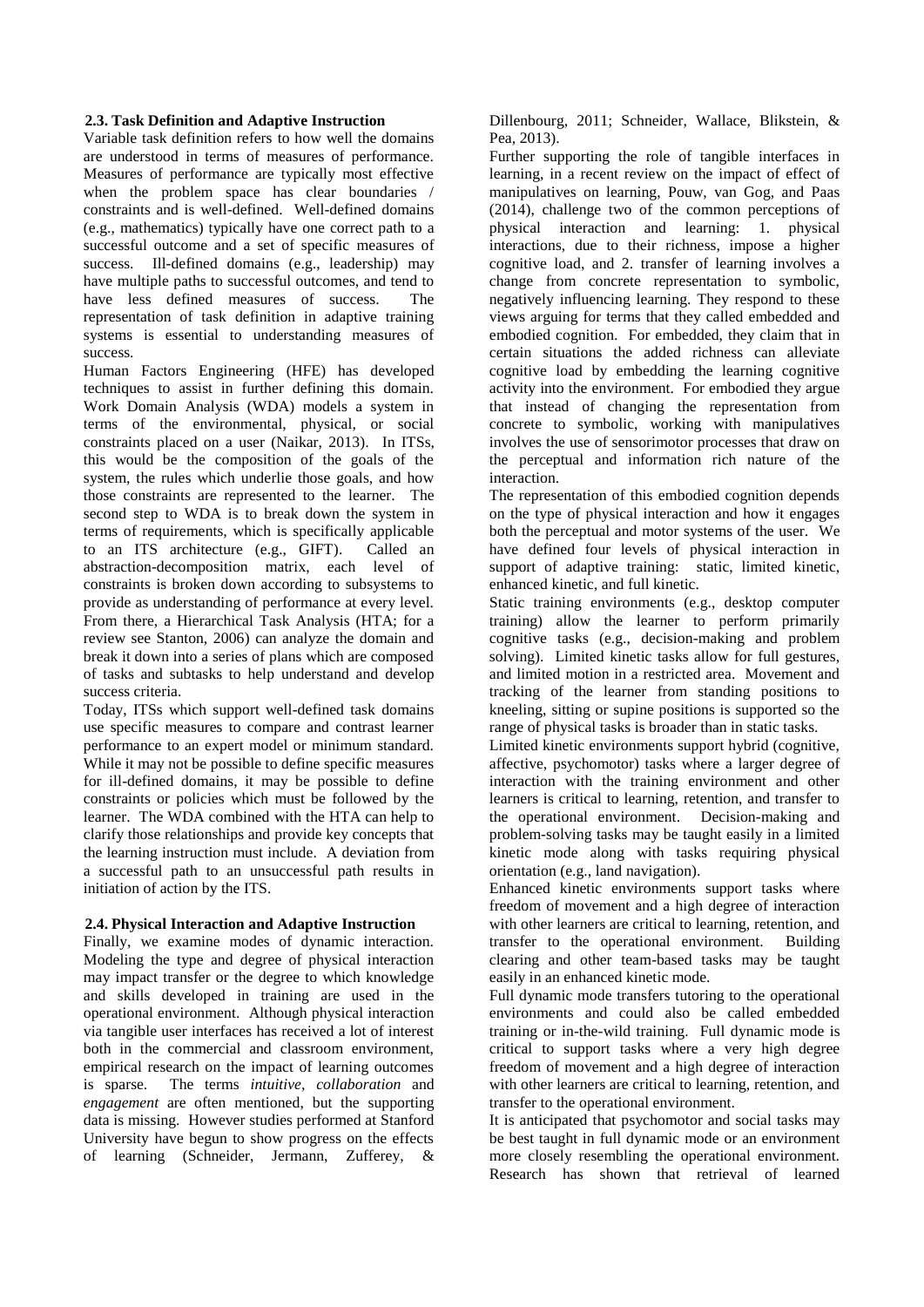### 2.3. Task Definition and Adaptive Instruction

Variable task definition refers to how well the domains are understood in terms of measures of performance. Measures of performance are typically most effective when the problem space has clear boundaries / constraints and is well-defined. Well-defined domains (e.g., mathematics) typically have one correct path to a successful outcome and a set of specific measures of success. Ill-defined domains (e.g., leadership) may have multiple paths to successful outcomes, and tend to have less defined measures of success. The representation of task definition in adaptive training systems is essential to understanding measures of success.

Human Factors Engineering (HFE) has developed techniques to assist in further defining this domain. Work Domain Analysis (WDA) models a system in terms of the environmental, physical, or social constraints placed on a user (Naikar, 2013). In ITSs, this would be the composition of the goals of the system, the rules which underlie those goals, and how those constraints are represented to the learner. The second step to WDA is to break down the system in terms of requirements, which is specifically applicable to an ITS architecture (e.g., GIFT). Called an abstraction-decomposition matrix, each level of constraints is broken down according to subsystems to provide as understanding of performance at every level. From there, a Hierarchical Task Analysis (HTA; for a review see Stanton, 2006) can analyze the domain and break it down into a series of plans which are composed of tasks and subtasks to help understand and develop success criteria.

Today, ITSs which support well-defined task domains use specific measures to compare and contrast learner performance to an expert model or minimum standard. While it may not be possible to define specific measures for ill-defined domains, it may be possible to define constraints or policies which must be followed by the learner. The WDA combined with the HTA can help to clarify those relationships and provide key concepts that the learning instruction must include. A deviation from a successful path to an unsuccessful path results in initiation of action by the ITS.

### 2.4. Physical Interaction and Adaptive Instruction

Finally, we examine modes of dynamic interaction. Modeling the type and degree of physical interaction may impact transfer or the degree to which knowledge and skills developed in training are used in the operational environment. Although physical interaction via tangible user interfaces has received a lot of interest both in the commercial and classroom environment, empirical research on the impact of learning outcomes is sparse. The terms *intuitive*, *collaboration* and *engagement* are often mentioned, but the supporting data is missing. However studies performed at Stanford University have begun to show progress on the effects of learning (Schneider, Jermann, Zufferey, & Dillenbourg, 2011; Schneider, Wallace, Blikstein, & Pea, 2013).

Further supporting the role of tangible interfaces in learning, in a recent review on the impact of effect of manipulatives on learning, Pouw, van Gog, and Paas (2014), challenge two of the common perceptions of physical interaction and learning: 1. physical interactions, due to their richness, impose a higher cognitive load, and 2. transfer of learning involves a change from concrete representation to symbolic, negatively influencing learning. They respond to these views arguing for terms that they called embedded and embodied cognition. For embedded, they claim that in certain situations the added richness can alleviate cognitive load by embedding the learning cognitive activity into the environment. For embodied they argue that instead of changing the representation from concrete to symbolic, working with manipulatives involves the use of sensorimotor processes that draw on the perceptual and information rich nature of the interaction.

The representation of this embodied cognition depends on the type of physical interaction and how it engages both the perceptual and motor systems of the user. We have defined four levels of physical interaction in support of adaptive training: static, limited kinetic, enhanced kinetic, and full kinetic.

Static training environments (e.g., desktop computer training) allow the learner to perform primarily cognitive tasks (e.g., decision-making and problem solving). Limited kinetic tasks allow for full gestures, and limited motion in a restricted area. Movement and tracking of the learner from standing positions to kneeling, sitting or supine positions is supported so the range of physical tasks is broader than in static tasks.

Limited kinetic environments support hybrid (cognitive, affective, psychomotor) tasks where a larger degree of interaction with the training environment and other learners is critical to learning, retention, and transfer to the operational environment. Decision-making and problem-solving tasks may be taught easily in a limited kinetic mode along with tasks requiring physical orientation (e.g., land navigation).

Enhanced kinetic environments support tasks where freedom of movement and a high degree of interaction with other learners are critical to learning, retention, and transfer to the operational environment. Building clearing and other team-based tasks may be taught easily in an enhanced kinetic mode.

Full dynamic mode transfers tutoring to the operational environments and could also be called embedded training or in-the-wild training. Full dynamic mode is critical to support tasks where a very high degree freedom of movement and a high degree of interaction with other learners are critical to learning, retention, and transfer to the operational environment.

It is anticipated that psychomotor and social tasks may be best taught in full dynamic mode or an environment more closely resembling the operational environment. Research has shown that retrieval of learned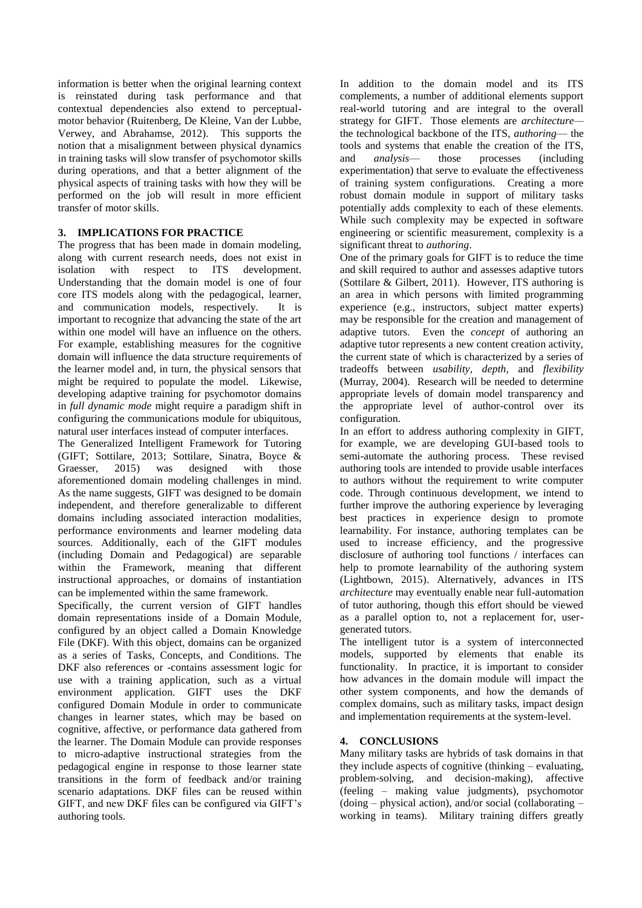information is better when the original learning context is reinstated during task performance and that contextual dependencies also extend to perceptual-motor behavior (Ruitenberg, De Kleine, Van der Lubbe, Verwey, and Abrahamse, 2012). This supports the notion that a misalignment between physical dynamics in training tasks will slow transfer of psychomotor skills during operations, and that a better alignment of the physical aspects of training tasks with how they will be performed on the job will result in more efficient transfer of motor skills.

## 3. IMPLICATIONS FOR PRACTICE

The progress that has been made in domain modeling, along with current research needs, does not exist in isolation with respect to ITS development. Understanding that the domain model is one of four core ITS models along with the pedagogical, learner, and communication models, respectively. It is important to recognize that advancing the state of the art within one model will have an influence on the others. For example, establishing measures for the cognitive domain will influence the data structure requirements of the learner model and, in turn, the physical sensors that might be required to populate the model. Likewise, developing adaptive training for psychomotor domains in *full dynamic mode* might require a paradigm shift in configuring the communications module for ubiquitous, natural user interfaces instead of computer interfaces.

The Generalized Intelligent Framework for Tutoring (GIFT; Sottilare, 2013; Sottilare, Sinatra, Boyce & Graesser, 2015) was designed with those aforementioned domain modeling challenges in mind. As the name suggests, GIFT was designed to be domain independent, and therefore generalizable to different domains including associated interaction modalities, performance environments and learner modeling data sources. Additionally, each of the GIFT modules (including Domain and Pedagogical) are separable within the Framework, meaning that different instructional approaches, or domains of instantiation can be implemented within the same framework.

Specifically, the current version of GIFT handles domain representations inside of a Domain Module, configured by an object called a Domain Knowledge File (DKF). With this object, domains can be organized as a series of Tasks, Concepts, and Conditions. The DKF also references or -contains assessment logic for use with a training application, such as a virtual environment application. GIFT uses the DKF configured Domain Module in order to communicate changes in learner states, which may be based on cognitive, affective, or performance data gathered from the learner. The Domain Module can provide responses to micro-adaptive instructional strategies from the pedagogical engine in response to those learner state transitions in the form of feedback and/or training scenario adaptations. DKF files can be reused within GIFT, and new DKF files can be configured via GIFT's authoring tools.

In addition to the domain model and its ITS complements, a number of additional elements support real-world tutoring and are integral to the overall strategy for GIFT. Those elements are *architecture*— the technological backbone of the ITS, *authoring*— the tools and systems that enable the creation of the ITS, and *analysis*— those processes (including experimentation) that serve to evaluate the effectiveness of training system configurations. Creating a more robust domain module in support of military tasks potentially adds complexity to each of these elements. While such complexity may be expected in software engineering or scientific measurement, complexity is a significant threat to *authoring*.

One of the primary goals for GIFT is to reduce the time and skill required to author and assesses adaptive tutors (Sottilare & Gilbert, 2011). However, ITS authoring is an area in which persons with limited programming experience (e.g., instructors, subject matter experts) may be responsible for the creation and management of adaptive tutors. Even the *concept* of authoring an adaptive tutor represents a new content creation activity, the current state of which is characterized by a series of tradeoffs between *usability*, *depth*, and *flexibility* (Murray, 2004). Research will be needed to determine appropriate levels of domain model transparency and the appropriate level of author-control over its configuration.

In an effort to address authoring complexity in GIFT, for example, we are developing GUI-based tools to semi-automate the authoring process. These revised authoring tools are intended to provide usable interfaces to authors without the requirement to write computer code. Through continuous development, we intend to further improve the authoring experience by leveraging best practices in experience design to promote learnability. For instance, authoring templates can be used to increase efficiency, and the progressive disclosure of authoring tool functions / interfaces can help to promote learnability of the authoring system (Lightbown, 2015). Alternatively, advances in ITS *architecture* may eventually enable near full-automation of tutor authoring, though this effort should be viewed as a parallel option to, not a replacement for, user-generated tutors.

The intelligent tutor is a system of interconnected models, supported by elements that enable its functionality. In practice, it is important to consider how advances in the domain module will impact the other system components, and how the demands of complex domains, such as military tasks, impact design and implementation requirements at the system-level.

## 4. CONCLUSIONS

Many military tasks are hybrids of task domains in that they include aspects of cognitive (thinking – evaluating, problem-solving, and decision-making), affective (feeling – making value judgments), psychomotor (doing – physical action), and/or social (collaborating – working in teams). Military training differs greatly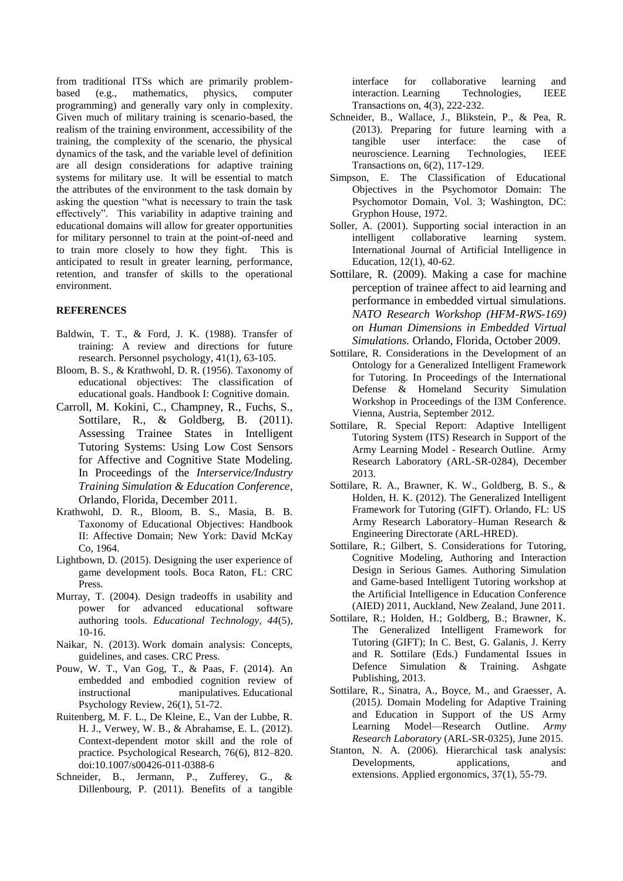from traditional ITSs which are primarily problem-based (e.g., mathematics, physics, computer programming) and generally vary only in complexity. Given much of military training is scenario-based, the realism of the training environment, accessibility of the training, the complexity of the scenario, the physical dynamics of the task, and the variable level of definition are all design considerations for adaptive training systems for military use. It will be essential to match the attributes of the environment to the task domain by asking the question "what is necessary to train the task effectively". This variability in adaptive training and educational domains will allow for greater opportunities for military personnel to train at the point-of-need and to train more closely to how they fight. This is anticipated to result in greater learning, performance, retention, and transfer of skills to the operational environment.

## REFERENCES

Baldwin, T. T., & Ford, J. K. (1988). Transfer of training: A review and directions for future research. Personnel psychology, 41(1), 63-105.

Bloom, B. S., & Krathwohl, D. R. (1956). Taxonomy of educational objectives: The classification of educational goals. Handbook I: Cognitive domain.

Carroll, M. Kokini, C., Champney, R., Fuchs, S., Sottilare, R., & Goldberg, B. (2011). Assessing Trainee States in Intelligent Tutoring Systems: Using Low Cost Sensors for Affective and Cognitive State Modeling. In Proceedings of the *Interservice/Industry Training Simulation & Education Conference*, Orlando, Florida, December 2011.

Krathwohl, D. R., Bloom, B. S., Masia, B. B. Taxonomy of Educational Objectives: Handbook II: Affective Domain; New York: David McKay Co, 1964.

Lightbown, D. (2015). Designing the user experience of game development tools. Boca Raton, FL: CRC Press.

Murray, T. (2004). Design tradeoffs in usability and power for advanced educational software authoring tools. *Educational Technology*, *44*(5), 10-16.

Naikar, N. (2013). Work domain analysis: Concepts, guidelines, and cases. CRC Press.

Pouw, W. T., Van Gog, T., & Paas, F. (2014). An embedded and embodied cognition review of instructional manipulatives. Educational Psychology Review, 26(1), 51-72.

Ruitenberg, M. F. L., De Kleine, E., Van der Lubbe, R. H. J., Verwey, W. B., & Abrahamse, E. L. (2012). Context-dependent motor skill and the role of practice. Psychological Research, 76(6), 812–820. doi:10.1007/s00426-011-0388-6

Schneider, B., Jermann, P., Zufferey, G., & Dillenbourg, P. (2011). Benefits of a tangible interface for collaborative learning and interaction. Learning Technologies, IEEE Transactions on, 4(3), 222-232.

Schneider, B., Wallace, J., Blikstein, P., & Pea, R. (2013). Preparing for future learning with a tangible user interface: the case of neuroscience. Learning Technologies, IEEE Transactions on, 6(2), 117-129.

Simpson, E. The Classification of Educational Objectives in the Psychomotor Domain: The Psychomotor Domain, Vol. 3; Washington, DC: Gryphon House, 1972.

Soller, A. (2001). Supporting social interaction in an intelligent collaborative learning system. International Journal of Artificial Intelligence in Education, 12(1), 40-62.

Sottilare, R. (2009). Making a case for machine perception of trainee affect to aid learning and performance in embedded virtual simulations. *NATO Research Workshop (HFM-RWS-169) on Human Dimensions in Embedded Virtual Simulations.* Orlando, Florida, October 2009.

Sottilare, R. Considerations in the Development of an Ontology for a Generalized Intelligent Framework for Tutoring. In Proceedings of the International Defense & Homeland Security Simulation Workshop in Proceedings of the I3M Conference. Vienna, Austria, September 2012.

Sottilare, R. Special Report: Adaptive Intelligent Tutoring System (ITS) Research in Support of the Army Learning Model - Research Outline. Army Research Laboratory (ARL-SR-0284), December 2013.

Sottilare, R. A., Brawner, K. W., Goldberg, B. S., & Holden, H. K. (2012). The Generalized Intelligent Framework for Tutoring (GIFT). Orlando, FL: US Army Research Laboratory–Human Research & Engineering Directorate (ARL-HRED).

Sottilare, R.; Gilbert, S. Considerations for Tutoring, Cognitive Modeling, Authoring and Interaction Design in Serious Games. Authoring Simulation and Game-based Intelligent Tutoring workshop at the Artificial Intelligence in Education Conference (AIED) 2011, Auckland, New Zealand, June 2011.

Sottilare, R.; Holden, H.; Goldberg, B.; Brawner, K. The Generalized Intelligent Framework for Tutoring (GIFT); In C. Best, G. Galanis, J. Kerry and R. Sottilare (Eds.) Fundamental Issues in Defence Simulation & Training. Ashgate Publishing, 2013.

Sottilare, R., Sinatra, A., Boyce, M., and Graesser, A. (2015*).* Domain Modeling for Adaptive Training and Education in Support of the US Army Learning Model—Research Outline. *Army Research Laboratory* (ARL-SR-0325), June 2015.

Stanton, N. A. (2006). Hierarchical task analysis: Developments, applications, and extensions. Applied ergonomics, 37(1), 55-79.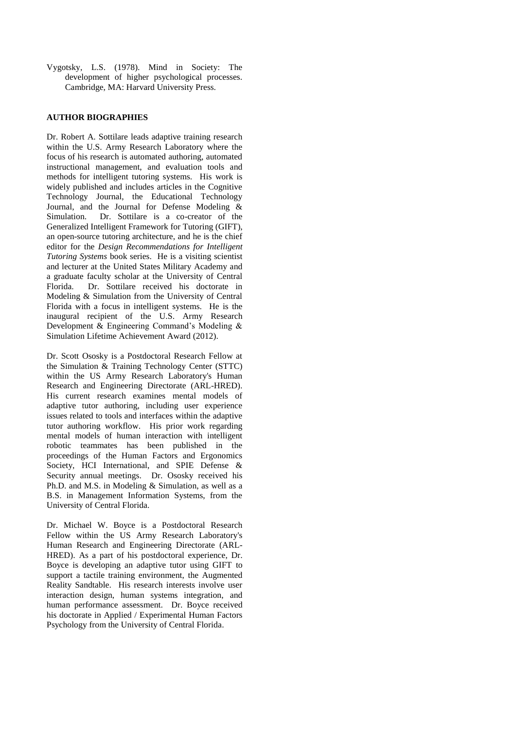Vygotsky, L.S. (1978). Mind in Society: The development of higher psychological processes. Cambridge, MA: Harvard University Press.

**AUTHOR BIOGRAPHIES**

Dr. Robert A. Sottilare leads adaptive training research within the U.S. Army Research Laboratory where the focus of his research is automated authoring, automated instructional management, and evaluation tools and methods for intelligent tutoring systems. His work is widely published and includes articles in the Cognitive Technology Journal, the Educational Technology Journal, and the Journal for Defense Modeling & Simulation. Dr. Sottilare is a co-creator of the Generalized Intelligent Framework for Tutoring (GIFT), an open-source tutoring architecture, and he is the chief editor for the *Design Recommendations for Intelligent Tutoring Systems* book series. He is a visiting scientist and lecturer at the United States Military Academy and a graduate faculty scholar at the University of Central Florida. Dr. Sottilare received his doctorate in Modeling & Simulation from the University of Central Florida with a focus in intelligent systems. He is the inaugural recipient of the U.S. Army Research Development & Engineering Command's Modeling & Simulation Lifetime Achievement Award (2012).

Dr. Scott Ososky is a Postdoctoral Research Fellow at the Simulation & Training Technology Center (STTC) within the US Army Research Laboratory's Human Research and Engineering Directorate (ARL-HRED). His current research examines mental models of adaptive tutor authoring, including user experience issues related to tools and interfaces within the adaptive tutor authoring workflow. His prior work regarding mental models of human interaction with intelligent robotic teammates has been published in the proceedings of the Human Factors and Ergonomics Society, HCI International, and SPIE Defense & Security annual meetings. Dr. Ososky received his Ph.D. and M.S. in Modeling & Simulation, as well as a B.S. in Management Information Systems, from the University of Central Florida.

Dr. Michael W. Boyce is a Postdoctoral Research Fellow within the US Army Research Laboratory's Human Research and Engineering Directorate (ARL-HRED). As a part of his postdoctoral experience, Dr. Boyce is developing an adaptive tutor using GIFT to support a tactile training environment, the Augmented Reality Sandtable. His research interests involve user interaction design, human systems integration, and human performance assessment. Dr. Boyce received his doctorate in Applied / Experimental Human Factors Psychology from the University of Central Florida.